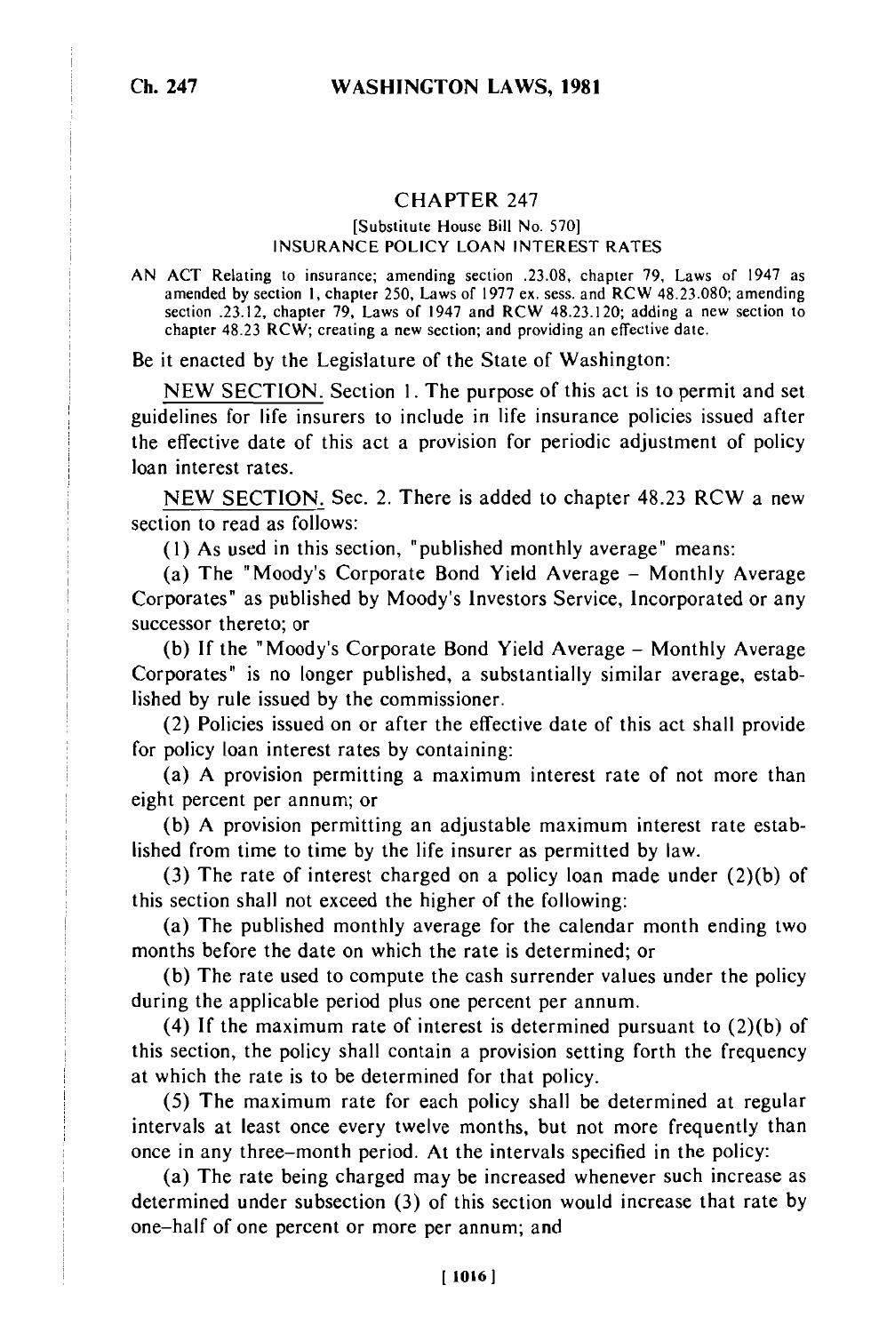## CHAPTER 247

[Substitute House Bill No. 570]

INSURANCE POLICY LOAN INTEREST RATES

AN ACT Relating to insurance; amending section .23.08, chapter 79, Laws of 1947 as amended by section 1, chapter 250, Laws of 1977 ex. sess. and RCW 48.23.080; amending section .23.12, chapter 79, Laws of 1947 and RCW 48.23.120; adding a new section to chapter 48.23 RCW; creating a new section; and providing an effective date.

Be it enacted by the Legislature of the State of Washington:

NEW SECTION. Section 1. The purpose of this act is to permit and set guidelines for life insurers to include in life insurance policies issued after the effective date of this act a provision for periodic adjustment of policy loan interest rates.

NEW SECTION. Sec. 2. There is added to chapter 48.23 RCW a new section to read as follows:

(1) As used in this section, "published monthly average" means:

(a) The "Moody's Corporate Bond Yield Average – Monthly Average Corporates" as published by Moody's Investors Service, Incorporated or any successor thereto; or

(b) If the "Moody's Corporate Bond Yield Average – Monthly Average Corporates" is no longer published, a substantially similar average, established by rule issued by the commissioner.

(2) Policies issued on or after the effective date of this act shall provide for policy loan interest rates by containing:

(a) A provision permitting a maximum interest rate of not more than eight percent per annum; or

(b) A provision permitting an adjustable maximum interest rate established from time to time by the life insurer as permitted by law.

(3) The rate of interest charged on a policy loan made under (2)(b) of this section shall not exceed the higher of the following:

(a) The published monthly average for the calendar month ending two months before the date on which the rate is determined; or

(b) The rate used to compute the cash surrender values under the policy during the applicable period plus one percent per annum.

(4) If the maximum rate of interest is determined pursuant to (2)(b) of this section, the policy shall contain a provision setting forth the frequency at which the rate is to be determined for that policy.

(5) The maximum rate for each policy shall be determined at regular intervals at least once every twelve months, but not more frequently than once in any three-month period. At the intervals specified in the policy:

(a) The rate being charged may be increased whenever such increase as determined under subsection (3) of this section would increase that rate by one-half of one percent or more per annum; and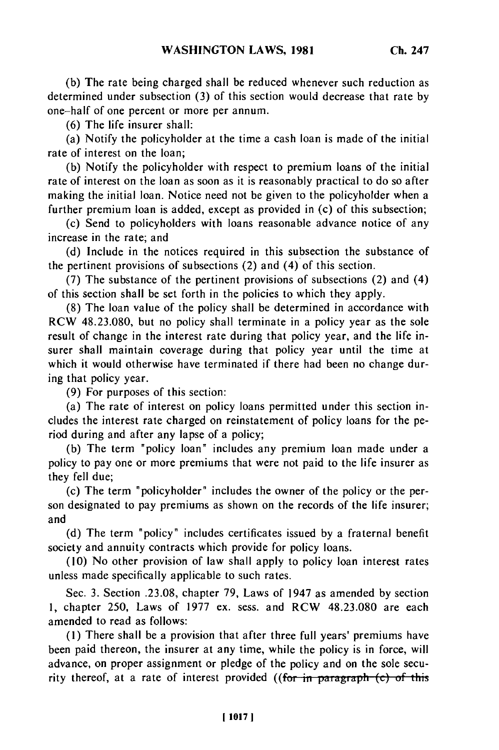(b) The rate being charged shall be reduced whenever such reduction as determined under subsection (3) of this section would decrease that rate by one-half of one percent or more per annum.

(6) The life insurer shall:

(a) Notify the policyholder at the time a cash loan is made of the initial rate of interest on the loan;

(b) Notify the policyholder with respect to premium loans of the initial rate of interest on the loan as soon as it is reasonably practical to do so after making the initial loan. Notice need not be given to the policyholder when a further premium loan is added, except as provided in (c) of this subsection;

(c) Send to policyholders with loans reasonable advance notice of any increase in the rate; and

(d) Include in the notices required in this subsection the substance of the pertinent provisions of subsections (2) and (4) of this section.

(7) The substance of the pertinent provisions of subsections (2) and (4) of this section shall be set forth in the policies to which they apply.

(8) The loan value of the policy shall be determined in accordance with RCW 48.23.080, but no policy shall terminate in a policy year as the sole result of change in the interest rate during that policy year, and the life insurer shall maintain coverage during that policy year until the time at which it would otherwise have terminated if there had been no change during that policy year.

(9) For purposes of this section:

(a) The rate of interest on policy loans permitted under this section includes the interest rate charged on reinstatement of policy loans for the period during and after any lapse of a policy;

(b) The term "policy loan" includes any premium loan made under a policy to pay one or more premiums that were not paid to the life insurer as they fell due;

(c) The term "policyholder" includes the owner of the policy or the person designated to pay premiums as shown on the records of the life insurer; and

(d) The term "policy" includes certificates issued by a fraternal benefit society and annuity contracts which provide for policy loans.

(10) No other provision of law shall apply to policy loan interest rates unless made specifically applicable to such rates.

Sec. 3. Section .23.08, chapter 79, Laws of 1947 as amended by section 1, chapter 250, Laws of 1977 ex. sess. and RCW 48.23.080 are each amended to read as follows:

(1) There shall be a provision that after three full years' premiums have been paid thereon, the insurer at any time, while the policy is in force, will advance, on proper assignment or pledge of the policy and on the sole security thereof, at a rate of interest provided ((~~for in paragraph (c) of this~~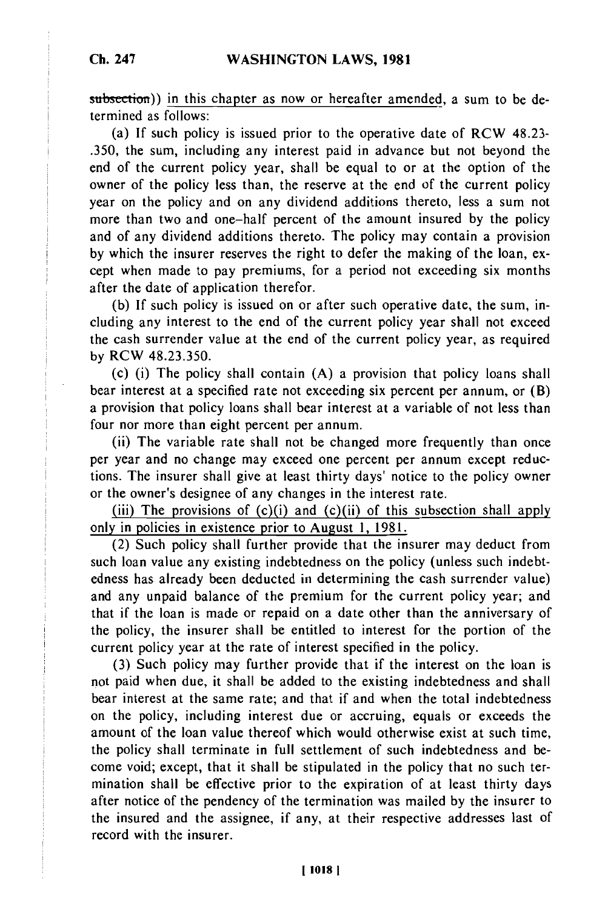~~subsection~~)) in this chapter as now or hereafter amended, a sum to be determined as follows:

(a) If such policy is issued prior to the operative date of RCW 48.23-.350, the sum, including any interest paid in advance but not beyond the end of the current policy year, shall be equal to or at the option of the owner of the policy less than, the reserve at the end of the current policy year on the policy and on any dividend additions thereto, less a sum not more than two and one-half percent of the amount insured by the policy and of any dividend additions thereto. The policy may contain a provision by which the insurer reserves the right to defer the making of the loan, except when made to pay premiums, for a period not exceeding six months after the date of application therefor.

(b) If such policy is issued on or after such operative date, the sum, including any interest to the end of the current policy year shall not exceed the cash surrender value at the end of the current policy year, as required by RCW 48.23.350.

(c) (i) The policy shall contain (A) a provision that policy loans shall bear interest at a specified rate not exceeding six percent per annum, or (B) a provision that policy loans shall bear interest at a variable of not less than four nor more than eight percent per annum.

(ii) The variable rate shall not be changed more frequently than once per year and no change may exceed one percent per annum except reductions. The insurer shall give at least thirty days' notice to the policy owner or the owner's designee of any changes in the interest rate.

<u>(iii) The provisions of (c)(i) and (c)(ii) of this subsection shall apply only in policies in existence prior to August 1, 1981.</u>

(2) Such policy shall further provide that the insurer may deduct from such loan value any existing indebtedness on the policy (unless such indebtedness has already been deducted in determining the cash surrender value) and any unpaid balance of the premium for the current policy year; and that if the loan is made or repaid on a date other than the anniversary of the policy, the insurer shall be entitled to interest for the portion of the current policy year at the rate of interest specified in the policy.

(3) Such policy may further provide that if the interest on the loan is not paid when due, it shall be added to the existing indebtedness and shall bear interest at the same rate; and that if and when the total indebtedness on the policy, including interest due or accruing, equals or exceeds the amount of the loan value thereof which would otherwise exist at such time, the policy shall terminate in full settlement of such indebtedness and become void; except, that it shall be stipulated in the policy that no such termination shall be effective prior to the expiration of at least thirty days after notice of the pendency of the termination was mailed by the insurer to the insured and the assignee, if any, at their respective addresses last of record with the insurer.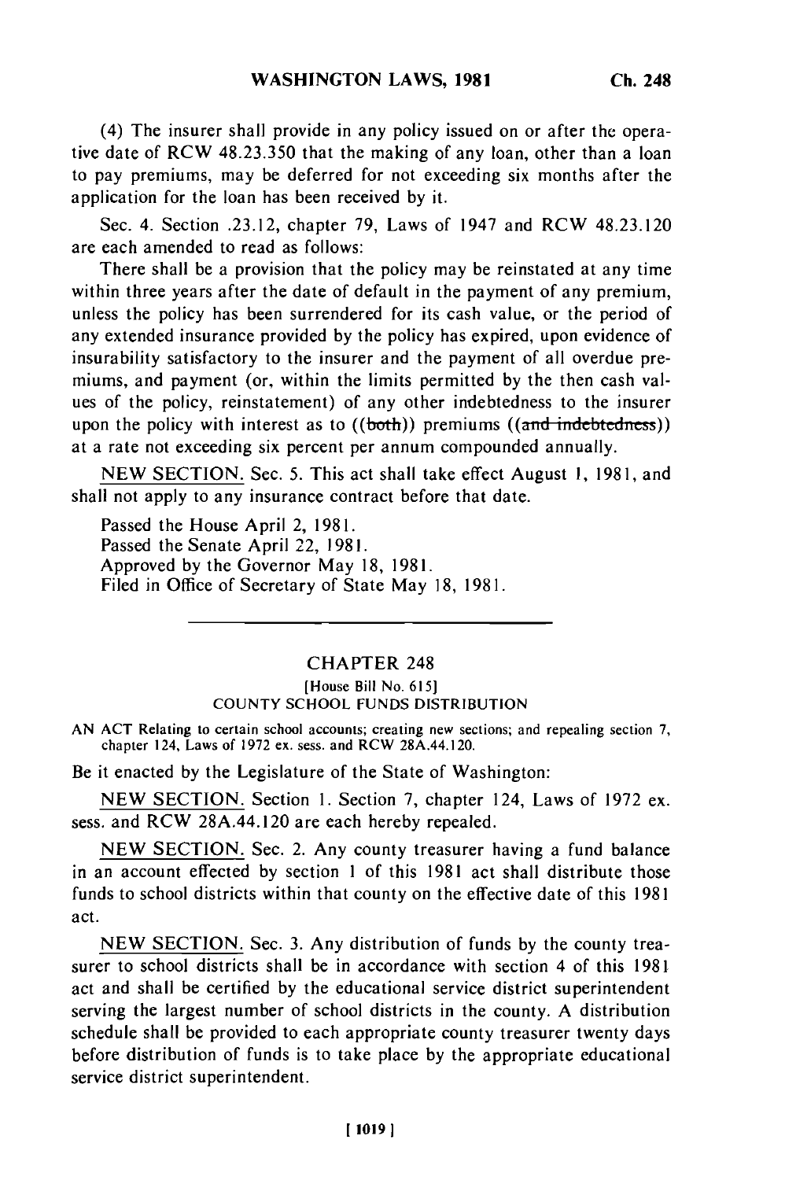(4) The insurer shall provide in any policy issued on or after the operative date of RCW 48.23.350 that the making of any loan, other than a loan to pay premiums, may be deferred for not exceeding six months after the application for the loan has been received by it.

Sec. 4. Section .23.12, chapter 79, Laws of 1947 and RCW 48.23.120 are each amended to read as follows:

There shall be a provision that the policy may be reinstated at any time within three years after the date of default in the payment of any premium, unless the policy has been surrendered for its cash value, or the period of any extended insurance provided by the policy has expired, upon evidence of insurability satisfactory to the insurer and the payment of all overdue premiums, and payment (or, within the limits permitted by the then cash values of the policy, reinstatement) of any other indebtedness to the insurer upon the policy with interest as to ((~~both~~)) premiums ((~~and indebtedness~~)) at a rate not exceeding six percent per annum compounded annually.

NEW SECTION. Sec. 5. This act shall take effect August 1, 1981, and shall not apply to any insurance contract before that date.

Passed the House April 2, 1981.
Passed the Senate April 22, 1981.
Approved by the Governor May 18, 1981.
Filed in Office of Secretary of State May 18, 1981.

---

## CHAPTER 248

[House Bill No. 615]

COUNTY SCHOOL FUNDS DISTRIBUTION

AN ACT Relating to certain school accounts; creating new sections; and repealing section 7, chapter 124, Laws of 1972 ex. sess. and RCW 28A.44.120.

Be it enacted by the Legislature of the State of Washington:

NEW SECTION. Section 1. Section 7, chapter 124, Laws of 1972 ex. sess. and RCW 28A.44.120 are each hereby repealed.

NEW SECTION. Sec. 2. Any county treasurer having a fund balance in an account effected by section 1 of this 1981 act shall distribute those funds to school districts within that county on the effective date of this 1981 act.

NEW SECTION. Sec. 3. Any distribution of funds by the county treasurer to school districts shall be in accordance with section 4 of this 1981 act and shall be certified by the educational service district superintendent serving the largest number of school districts in the county. A distribution schedule shall be provided to each appropriate county treasurer twenty days before distribution of funds is to take place by the appropriate educational service district superintendent.